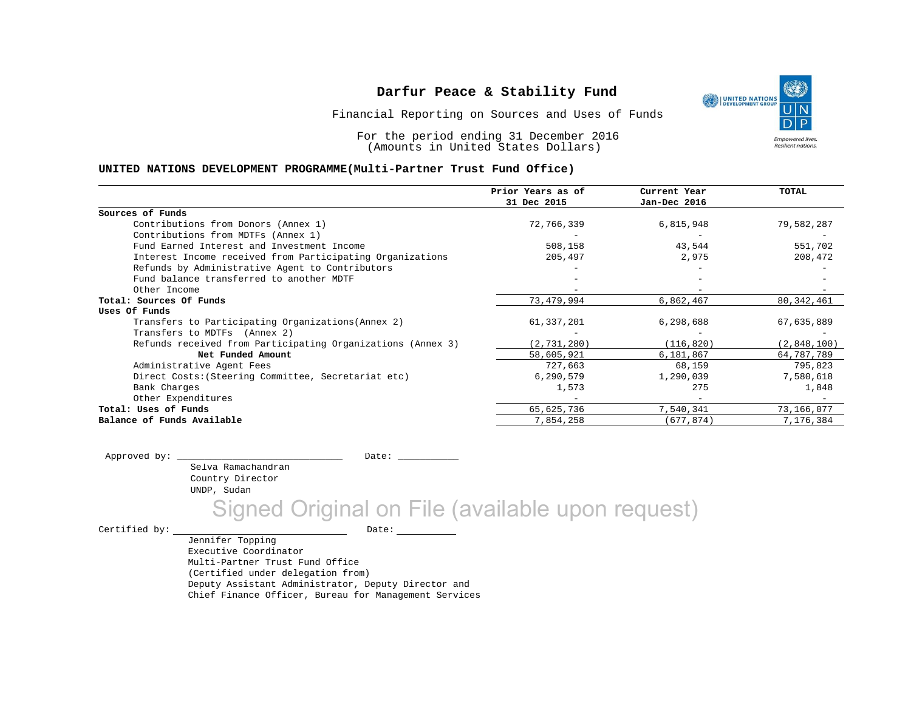# Darfur Peace & Stability Fund

Financial Reporting on Sources and Uses of Funds

For the period ending 31 December 2016
(Amounts in United States Dollars)

**UNITED NATIONS DEVELOPMENT PROGRAMME(Multi-Partner Trust Fund Office)**

| | Prior Years as of 31 Dec 2015 | Current Year Jan-Dec 2016 | TOTAL |
|---|---|---|---|
| **Sources of Funds** | | | |
| Contributions from Donors (Annex 1) | 72,766,339 | 6,815,948 | 79,582,287 |
| Contributions from MDTFs (Annex 1) | - | - | - |
| Fund Earned Interest and Investment Income | 508,158 | 43,544 | 551,702 |
| Interest Income received from Participating Organizations | 205,497 | 2,975 | 208,472 |
| Refunds by Administrative Agent to Contributors | - | - | - |
| Fund balance transferred to another MDTF | - | - | - |
| Other Income | - | - | - |
| **Total: Sources Of Funds** | 73,479,994 | 6,862,467 | 80,342,461 |
| **Uses Of Funds** | | | |
| Transfers to Participating Organizations(Annex 2) | 61,337,201 | 6,298,688 | 67,635,889 |
| Transfers to MDTFs (Annex 2) | - | - | - |
| Refunds received from Participating Organizations (Annex 3) | (2,731,280) | (116,820) | (2,848,100) |
| **Net Funded Amount** | 58,605,921 | 6,181,867 | 64,787,789 |
| Administrative Agent Fees | 727,663 | 68,159 | 795,823 |
| Direct Costs:(Steering Committee, Secretariat etc) | 6,290,579 | 1,290,039 | 7,580,618 |
| Bank Charges | 1,573 | 275 | 1,848 |
| Other Expenditures | - | - | - |
| **Total: Uses of Funds** | 65,625,736 | 7,540,341 | 73,166,077 |
| **Balance of Funds Available** | 7,854,258 | (677,874) | 7,176,384 |

Approved by: ______________________________ Date: ___________

Selva Ramachandran
Country Director
UNDP, Sudan

Signed Original on File (available upon request)

Certified by: ______________________________ Date: ___________

Jennifer Topping
Executive Coordinator
Multi-Partner Trust Fund Office
(Certified under delegation from)
Deputy Assistant Administrator, Deputy Director and
Chief Finance Officer, Bureau for Management Services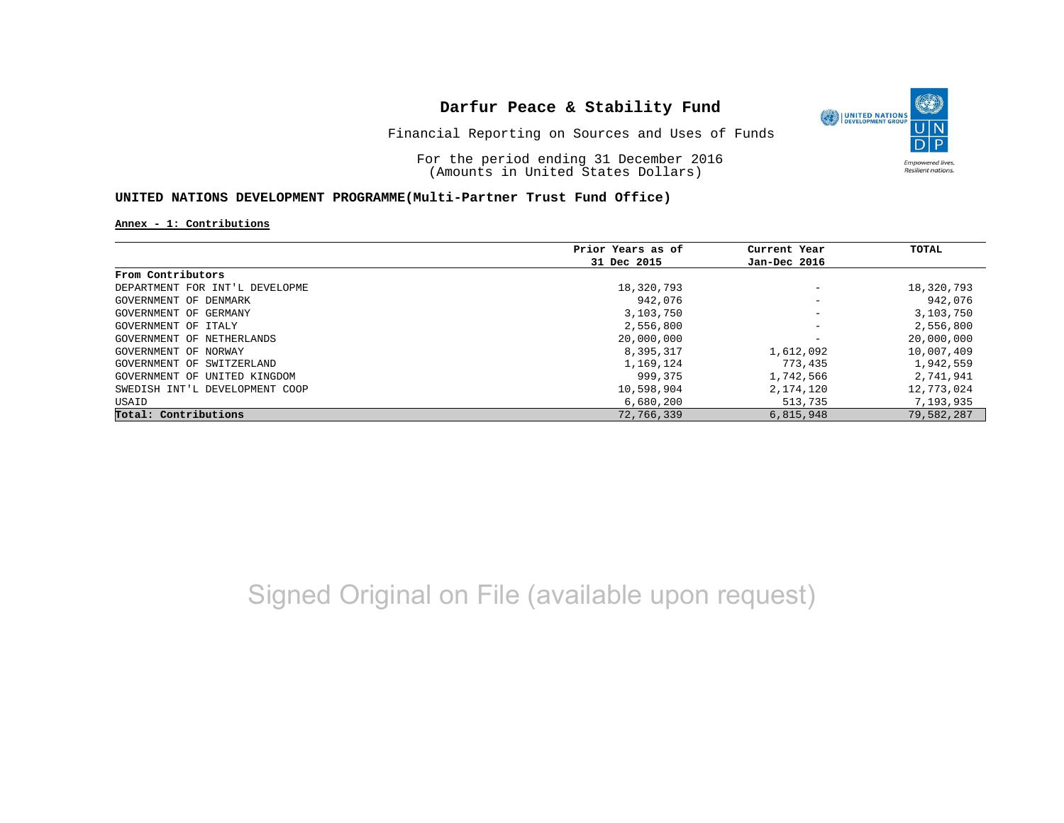# Darfur Peace & Stability Fund

Financial Reporting on Sources and Uses of Funds

For the period ending 31 December 2016
(Amounts in United States Dollars)

## UNITED NATIONS DEVELOPMENT PROGRAMME(Multi-Partner Trust Fund Office)

**Annex - 1: Contributions**

| | Prior Years as of 31 Dec 2015 | Current Year Jan-Dec 2016 | TOTAL |
|---|---|---|---|
| **From Contributors** | | | |
| DEPARTMENT FOR INT'L DEVELOPME | 18,320,793 | - | 18,320,793 |
| GOVERNMENT OF DENMARK | 942,076 | - | 942,076 |
| GOVERNMENT OF GERMANY | 3,103,750 | - | 3,103,750 |
| GOVERNMENT OF ITALY | 2,556,800 | - | 2,556,800 |
| GOVERNMENT OF NETHERLANDS | 20,000,000 | - | 20,000,000 |
| GOVERNMENT OF NORWAY | 8,395,317 | 1,612,092 | 10,007,409 |
| GOVERNMENT OF SWITZERLAND | 1,169,124 | 773,435 | 1,942,559 |
| GOVERNMENT OF UNITED KINGDOM | 999,375 | 1,742,566 | 2,741,941 |
| SWEDISH INT'L DEVELOPMENT COOP | 10,598,904 | 2,174,120 | 12,773,024 |
| USAID | 6,680,200 | 513,735 | 7,193,935 |
| **Total: Contributions** | 72,766,339 | 6,815,948 | 79,582,287 |

Signed Original on File (available upon request)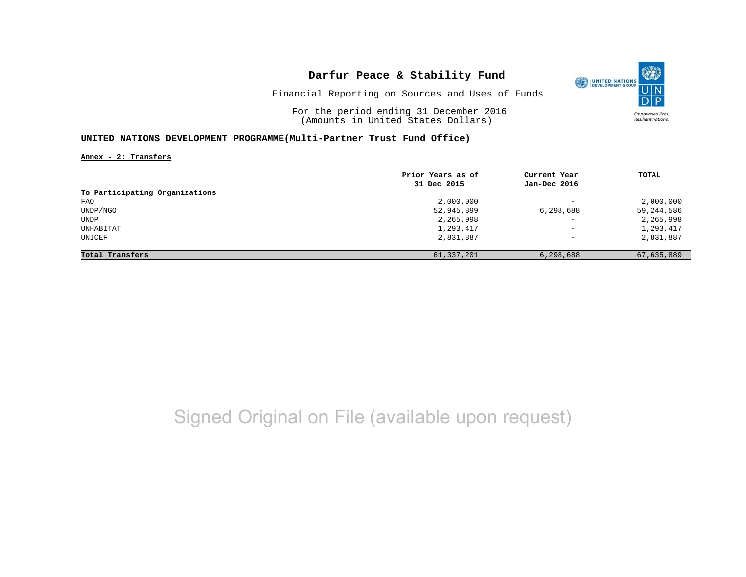# Darfur Peace & Stability Fund

Financial Reporting on Sources and Uses of Funds

For the period ending 31 December 2016
(Amounts in United States Dollars)

**UNITED NATIONS DEVELOPMENT PROGRAMME(Multi-Partner Trust Fund Office)**

**Annex - 2: Transfers**

| | Prior Years as of 31 Dec 2015 | Current Year Jan-Dec 2016 | TOTAL |
|---|---|---|---|
| **To Participating Organizations** | | | |
| FAO | 2,000,000 | - | 2,000,000 |
| UNDP/NGO | 52,945,899 | 6,298,688 | 59,244,586 |
| UNDP | 2,265,998 | - | 2,265,998 |
| UNHABITAT | 1,293,417 | - | 1,293,417 |
| UNICEF | 2,831,887 | - | 2,831,887 |
| **Total Transfers** | 61,337,201 | 6,298,688 | 67,635,889 |

Signed Original on File (available upon request)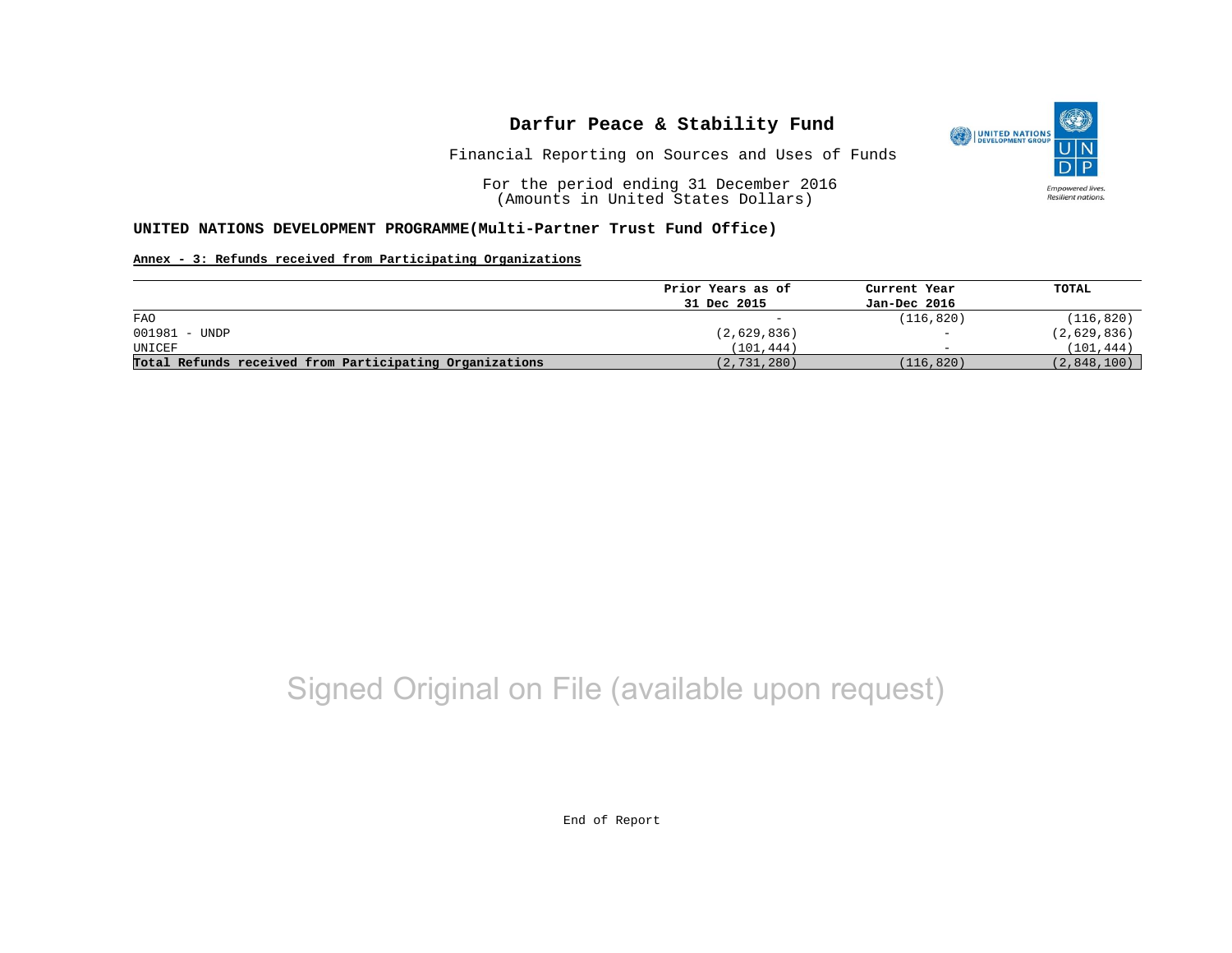# Darfur Peace & Stability Fund

Financial Reporting on Sources and Uses of Funds

For the period ending 31 December 2016
(Amounts in United States Dollars)

**UNITED NATIONS DEVELOPMENT PROGRAMME(Multi-Partner Trust Fund Office)**

**Annex - 3: Refunds received from Participating Organizations**

| | Prior Years as of 31 Dec 2015 | Current Year Jan-Dec 2016 | TOTAL |
|---|---|---|---|
| FAO | - | (116,820) | (116,820) |
| 001981 - UNDP | (2,629,836) | - | (2,629,836) |
| UNICEF | (101,444) | - | (101,444) |
| **Total Refunds received from Participating Organizations** | (2,731,280) | (116,820) | (2,848,100) |

Signed Original on File (available upon request)

End of Report